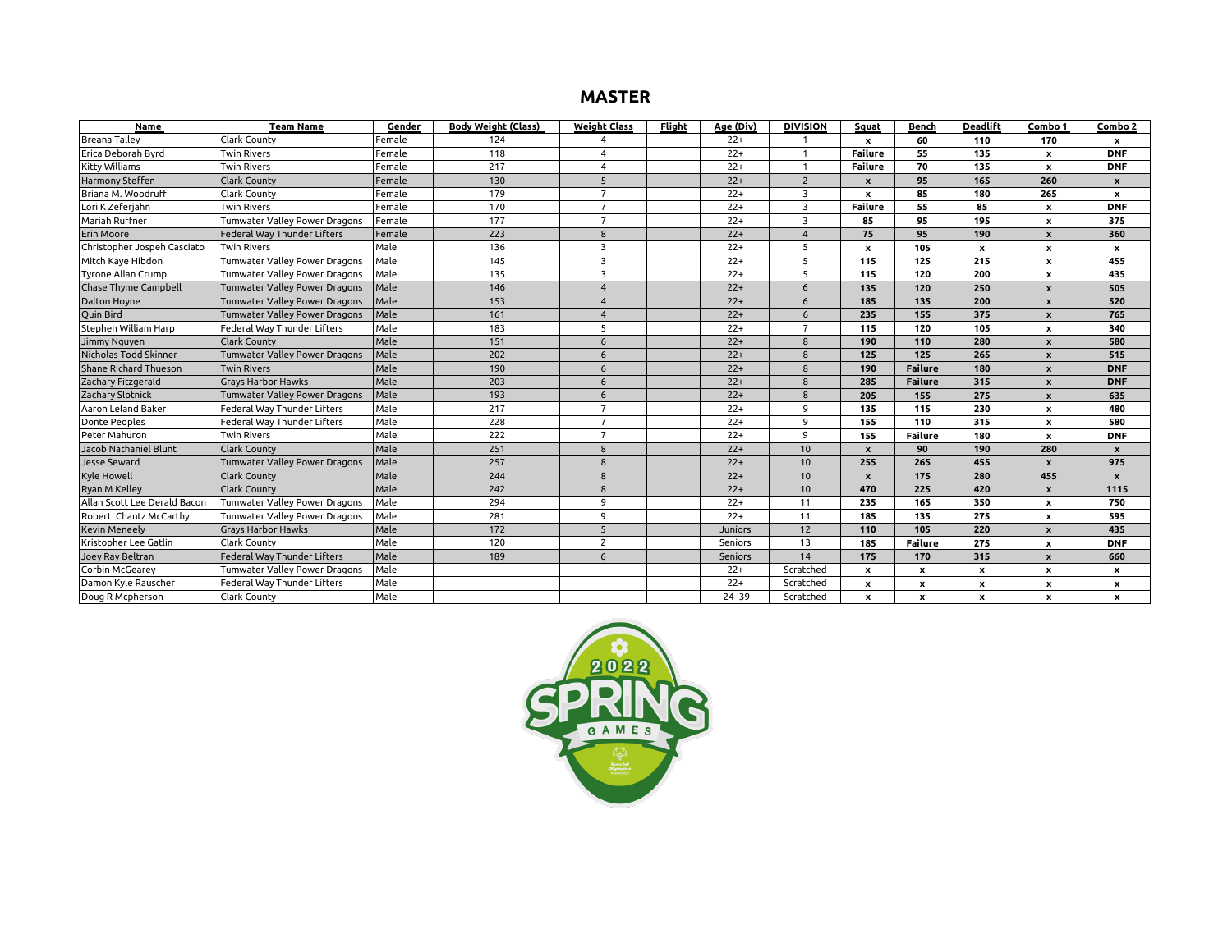# MASTER

| Name | Team Name | Gender | Body Weight (Class) | Weight Class | Flight | Age (Div) | DIVISION | Squat | Bench | Deadlift | Combo 1 | Combo 2 |
|---|---|---|---|---|---|---|---|---|---|---|---|---|
| Breana Talley | Clark County | Female | 124 | 4 | | 22+ | 1 | x | 60 | 110 | 170 | x |
| Erica Deborah Byrd | Twin Rivers | Female | 118 | 4 | | 22+ | 1 | Failure | 55 | 135 | x | DNF |
| Kitty Williams | Twin Rivers | Female | 217 | 4 | | 22+ | 1 | Failure | 70 | 135 | x | DNF |
| Harmony Steffen | Clark County | Female | 130 | 5 | | 22+ | 2 | x | 95 | 165 | 260 | x |
| Briana M. Woodruff | Clark County | Female | 179 | 7 | | 22+ | 3 | x | 85 | 180 | 265 | x |
| Lori K Zeferjahn | Twin Rivers | Female | 170 | 7 | | 22+ | 3 | Failure | 55 | 85 | x | DNF |
| Mariah Ruffner | Tumwater Valley Power Dragons | Female | 177 | 7 | | 22+ | 3 | 85 | 95 | 195 | x | 375 |
| Erin Moore | Federal Way Thunder Lifters | Female | 223 | 8 | | 22+ | 4 | 75 | 95 | 190 | x | 360 |
| Christopher Jospeh Casciato | Twin Rivers | Male | 136 | 3 | | 22+ | 5 | x | 105 | x | x | x |
| Mitch Kaye Hibdon | Tumwater Valley Power Dragons | Male | 145 | 3 | | 22+ | 5 | 115 | 125 | 215 | x | 455 |
| Tyrone Allan Crump | Tumwater Valley Power Dragons | Male | 135 | 3 | | 22+ | 5 | 115 | 120 | 200 | x | 435 |
| Chase Thyme Campbell | Tumwater Valley Power Dragons | Male | 146 | 4 | | 22+ | 6 | 135 | 120 | 250 | x | 505 |
| Dalton Hoyne | Tumwater Valley Power Dragons | Male | 153 | 4 | | 22+ | 6 | 185 | 135 | 200 | x | 520 |
| Quin Bird | Tumwater Valley Power Dragons | Male | 161 | 4 | | 22+ | 6 | 235 | 155 | 375 | x | 765 |
| Stephen William Harp | Federal Way Thunder Lifters | Male | 183 | 5 | | 22+ | 7 | 115 | 120 | 105 | x | 340 |
| Jimmy Nguyen | Clark County | Male | 151 | 6 | | 22+ | 8 | 190 | 110 | 280 | x | 580 |
| Nicholas Todd Skinner | Tumwater Valley Power Dragons | Male | 202 | 6 | | 22+ | 8 | 125 | 125 | 265 | x | 515 |
| Shane Richard Thueson | Twin Rivers | Male | 190 | 6 | | 22+ | 8 | 190 | Failure | 180 | x | DNF |
| Zachary Fitzgerald | Grays Harbor Hawks | Male | 203 | 6 | | 22+ | 8 | 285 | Failure | 315 | x | DNF |
| Zachary Slotnick | Tumwater Valley Power Dragons | Male | 193 | 6 | | 22+ | 8 | 205 | 155 | 275 | x | 635 |
| Aaron Leland Baker | Federal Way Thunder Lifters | Male | 217 | 7 | | 22+ | 9 | 135 | 115 | 230 | x | 480 |
| Donte Peoples | Federal Way Thunder Lifters | Male | 228 | 7 | | 22+ | 9 | 155 | 110 | 315 | x | 580 |
| Peter Mahuron | Twin Rivers | Male | 222 | 7 | | 22+ | 9 | 155 | Failure | 180 | x | DNF |
| Jacob Nathaniel Blunt | Clark County | Male | 251 | 8 | | 22+ | 10 | x | 90 | 190 | 280 | x |
| Jesse Seward | Tumwater Valley Power Dragons | Male | 257 | 8 | | 22+ | 10 | 255 | 265 | 455 | x | 975 |
| Kyle Howell | Clark County | Male | 244 | 8 | | 22+ | 10 | x | 175 | 280 | 455 | x |
| Ryan M Kelley | Clark County | Male | 242 | 8 | | 22+ | 10 | 470 | 225 | 420 | x | 1115 |
| Allan Scott Lee Derald Bacon | Tumwater Valley Power Dragons | Male | 294 | 9 | | 22+ | 11 | 235 | 165 | 350 | x | 750 |
| Robert Chantz McCarthy | Tumwater Valley Power Dragons | Male | 281 | 9 | | 22+ | 11 | 185 | 135 | 275 | x | 595 |
| Kevin Meneely | Grays Harbor Hawks | Male | 172 | 5 | | Juniors | 12 | 110 | 105 | 220 | x | 435 |
| Kristopher Lee Gatlin | Clark County | Male | 120 | 2 | | Seniors | 13 | 185 | Failure | 275 | x | DNF |
| Joey Ray Beltran | Federal Way Thunder Lifters | Male | 189 | 6 | | Seniors | 14 | 175 | 170 | 315 | x | 660 |
| Corbin McGearey | Tumwater Valley Power Dragons | Male | | | | 22+ | Scratched | x | x | x | x | x |
| Damon Kyle Rauscher | Federal Way Thunder Lifters | Male | | | | 22+ | Scratched | x | x | x | x | x |
| Doug R Mcpherson | Clark County | Male | | | | 24-39 | Scratched | x | x | x | x | x |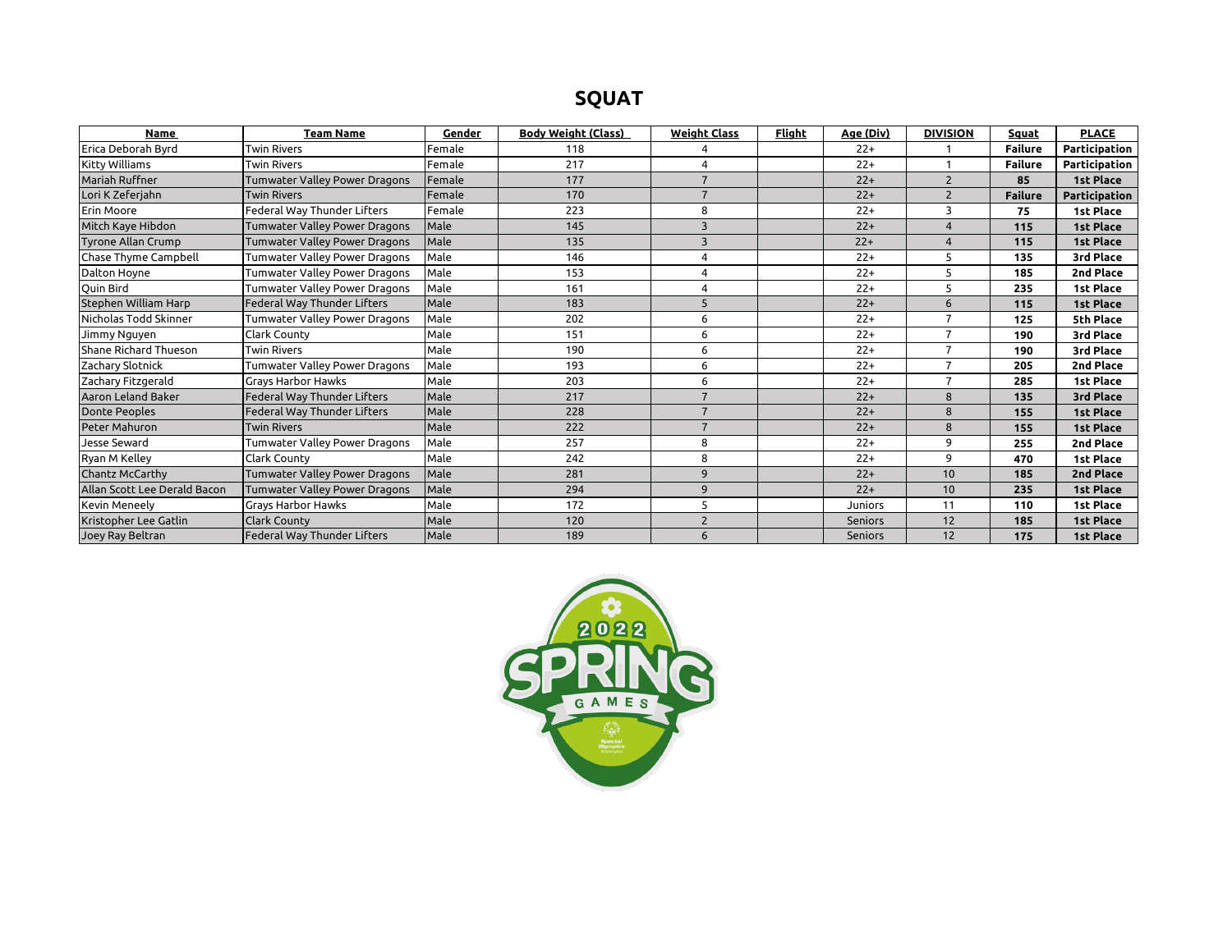# SQUAT

| Name | Team Name | Gender | Body Weight (Class) | Weight Class | Flight | Age (Div) | DIVISION | Squat | PLACE |
|---|---|---|---|---|---|---|---|---|---|
| Erica Deborah Byrd | Twin Rivers | Female | 118 | 4 | | 22+ | 1 | **Failure** | **Participation** |
| Kitty Williams | Twin Rivers | Female | 217 | 4 | | 22+ | 1 | **Failure** | **Participation** |
| Mariah Ruffner | Tumwater Valley Power Dragons | Female | 177 | 7 | | 22+ | 2 | **85** | **1st Place** |
| Lori K Zeferjahn | Twin Rivers | Female | 170 | 7 | | 22+ | 2 | **Failure** | **Participation** |
| Erin Moore | Federal Way Thunder Lifters | Female | 223 | 8 | | 22+ | 3 | **75** | **1st Place** |
| Mitch Kaye Hibdon | Tumwater Valley Power Dragons | Male | 145 | 3 | | 22+ | 4 | **115** | **1st Place** |
| Tyrone Allan Crump | Tumwater Valley Power Dragons | Male | 135 | 3 | | 22+ | 4 | **115** | **1st Place** |
| Chase Thyme Campbell | Tumwater Valley Power Dragons | Male | 146 | 4 | | 22+ | 5 | **135** | **3rd Place** |
| Dalton Hoyne | Tumwater Valley Power Dragons | Male | 153 | 4 | | 22+ | 5 | **185** | **2nd Place** |
| Quin Bird | Tumwater Valley Power Dragons | Male | 161 | 4 | | 22+ | 5 | **235** | **1st Place** |
| Stephen William Harp | Federal Way Thunder Lifters | Male | 183 | 5 | | 22+ | 6 | **115** | **1st Place** |
| Nicholas Todd Skinner | Tumwater Valley Power Dragons | Male | 202 | 6 | | 22+ | 7 | **125** | **5th Place** |
| Jimmy Nguyen | Clark County | Male | 151 | 6 | | 22+ | 7 | **190** | **3rd Place** |
| Shane Richard Thueson | Twin Rivers | Male | 190 | 6 | | 22+ | 7 | **190** | **3rd Place** |
| Zachary Slotnick | Tumwater Valley Power Dragons | Male | 193 | 6 | | 22+ | 7 | **205** | **2nd Place** |
| Zachary Fitzgerald | Grays Harbor Hawks | Male | 203 | 6 | | 22+ | 7 | **285** | **1st Place** |
| Aaron Leland Baker | Federal Way Thunder Lifters | Male | 217 | 7 | | 22+ | 8 | **135** | **3rd Place** |
| Donte Peoples | Federal Way Thunder Lifters | Male | 228 | 7 | | 22+ | 8 | **155** | **1st Place** |
| Peter Mahuron | Twin Rivers | Male | 222 | 7 | | 22+ | 8 | **155** | **1st Place** |
| Jesse Seward | Tumwater Valley Power Dragons | Male | 257 | 8 | | 22+ | 9 | **255** | **2nd Place** |
| Ryan M Kelley | Clark County | Male | 242 | 8 | | 22+ | 9 | **470** | **1st Place** |
| Chantz McCarthy | Tumwater Valley Power Dragons | Male | 281 | 9 | | 22+ | 10 | **185** | **2nd Place** |
| Allan Scott Lee Derald Bacon | Tumwater Valley Power Dragons | Male | 294 | 9 | | 22+ | 10 | **235** | **1st Place** |
| Kevin Meneely | Grays Harbor Hawks | Male | 172 | 5 | | Juniors | 11 | **110** | **1st Place** |
| Kristopher Lee Gatlin | Clark County | Male | 120 | 2 | | Seniors | 12 | **185** | **1st Place** |
| Joey Ray Beltran | Federal Way Thunder Lifters | Male | 189 | 6 | | Seniors | 12 | **175** | **1st Place** |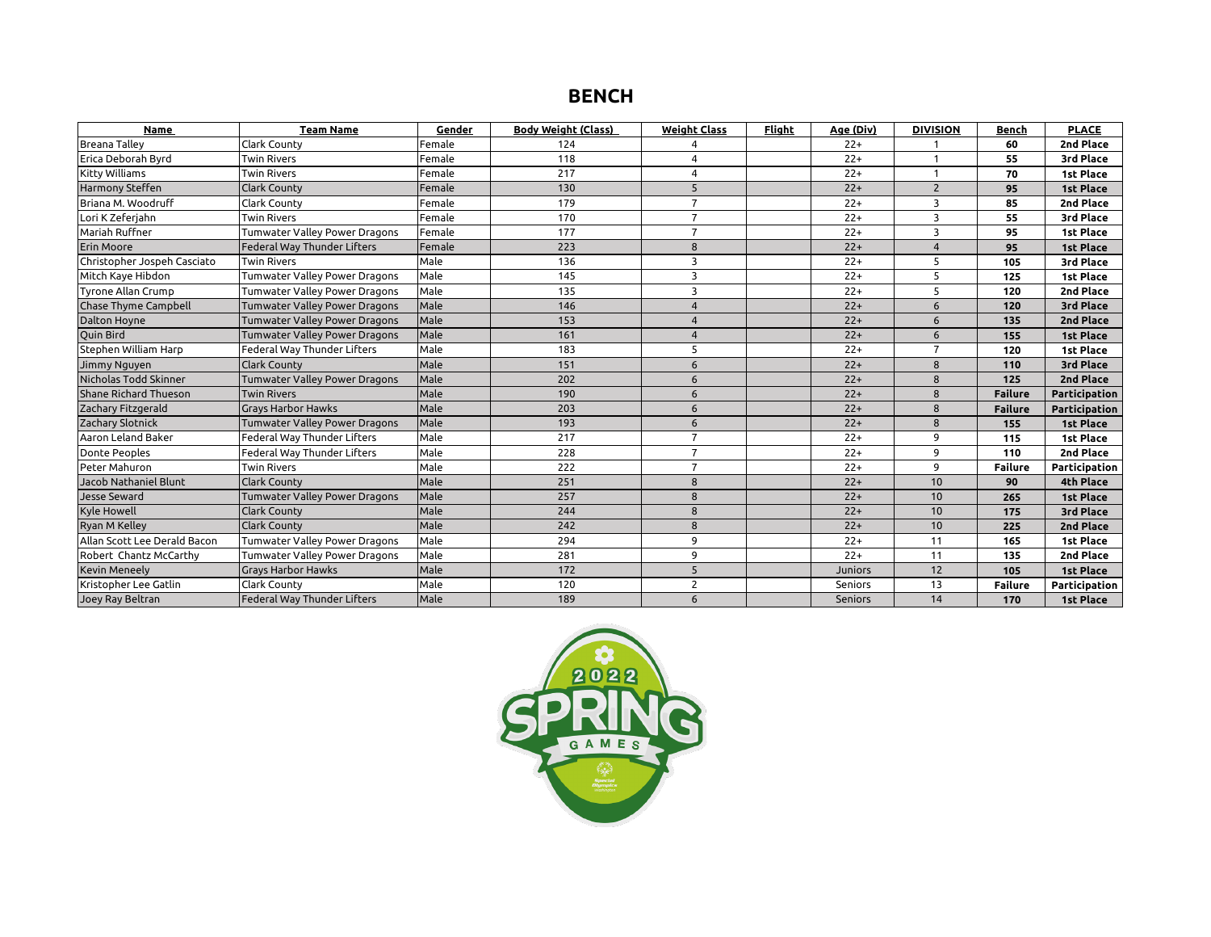# BENCH

| Name | Team Name | Gender | Body Weight (Class) | Weight Class | Flight | Age (Div) | DIVISION | Bench | PLACE |
|---|---|---|---|---|---|---|---|---|---|
| Breana Talley | Clark County | Female | 124 | 4 | | 22+ | 1 | **60** | **2nd Place** |
| Erica Deborah Byrd | Twin Rivers | Female | 118 | 4 | | 22+ | 1 | **55** | **3rd Place** |
| Kitty Williams | Twin Rivers | Female | 217 | 4 | | 22+ | 1 | **70** | **1st Place** |
| Harmony Steffen | Clark County | Female | 130 | 5 | | 22+ | 2 | **95** | **1st Place** |
| Briana M. Woodruff | Clark County | Female | 179 | 7 | | 22+ | 3 | **85** | **2nd Place** |
| Lori K Zeferjahn | Twin Rivers | Female | 170 | 7 | | 22+ | 3 | **55** | **3rd Place** |
| Mariah Ruffner | Tumwater Valley Power Dragons | Female | 177 | 7 | | 22+ | 3 | **95** | **1st Place** |
| Erin Moore | Federal Way Thunder Lifters | Female | 223 | 8 | | 22+ | 4 | **95** | **1st Place** |
| Christopher Jospeh Casciato | Twin Rivers | Male | 136 | 3 | | 22+ | 5 | **105** | **3rd Place** |
| Mitch Kaye Hibdon | Tumwater Valley Power Dragons | Male | 145 | 3 | | 22+ | 5 | **125** | **1st Place** |
| Tyrone Allan Crump | Tumwater Valley Power Dragons | Male | 135 | 3 | | 22+ | 5 | **120** | **2nd Place** |
| Chase Thyme Campbell | Tumwater Valley Power Dragons | Male | 146 | 4 | | 22+ | 6 | **120** | **3rd Place** |
| Dalton Hoyne | Tumwater Valley Power Dragons | Male | 153 | 4 | | 22+ | 6 | **135** | **2nd Place** |
| Quin Bird | Tumwater Valley Power Dragons | Male | 161 | 4 | | 22+ | 6 | **155** | **1st Place** |
| Stephen William Harp | Federal Way Thunder Lifters | Male | 183 | 5 | | 22+ | 7 | **120** | **1st Place** |
| Jimmy Nguyen | Clark County | Male | 151 | 6 | | 22+ | 8 | **110** | **3rd Place** |
| Nicholas Todd Skinner | Tumwater Valley Power Dragons | Male | 202 | 6 | | 22+ | 8 | **125** | **2nd Place** |
| Shane Richard Thueson | Twin Rivers | Male | 190 | 6 | | 22+ | 8 | **Failure** | **Participation** |
| Zachary Fitzgerald | Grays Harbor Hawks | Male | 203 | 6 | | 22+ | 8 | **Failure** | **Participation** |
| Zachary Slotnick | Tumwater Valley Power Dragons | Male | 193 | 6 | | 22+ | 8 | **155** | **1st Place** |
| Aaron Leland Baker | Federal Way Thunder Lifters | Male | 217 | 7 | | 22+ | 9 | **115** | **1st Place** |
| Donte Peoples | Federal Way Thunder Lifters | Male | 228 | 7 | | 22+ | 9 | **110** | **2nd Place** |
| Peter Mahuron | Twin Rivers | Male | 222 | 7 | | 22+ | 9 | **Failure** | **Participation** |
| Jacob Nathaniel Blunt | Clark County | Male | 251 | 8 | | 22+ | 10 | **90** | **4th Place** |
| Jesse Seward | Tumwater Valley Power Dragons | Male | 257 | 8 | | 22+ | 10 | **265** | **1st Place** |
| Kyle Howell | Clark County | Male | 244 | 8 | | 22+ | 10 | **175** | **3rd Place** |
| Ryan M Kelley | Clark County | Male | 242 | 8 | | 22+ | 10 | **225** | **2nd Place** |
| Allan Scott Lee Derald Bacon | Tumwater Valley Power Dragons | Male | 294 | 9 | | 22+ | 11 | **165** | **1st Place** |
| Robert Chantz McCarthy | Tumwater Valley Power Dragons | Male | 281 | 9 | | 22+ | 11 | **135** | **2nd Place** |
| Kevin Meneely | Grays Harbor Hawks | Male | 172 | 5 | | Juniors | 12 | **105** | **1st Place** |
| Kristopher Lee Gatlin | Clark County | Male | 120 | 2 | | Seniors | 13 | **Failure** | **Participation** |
| Joey Ray Beltran | Federal Way Thunder Lifters | Male | 189 | 6 | | Seniors | 14 | **170** | **1st Place** |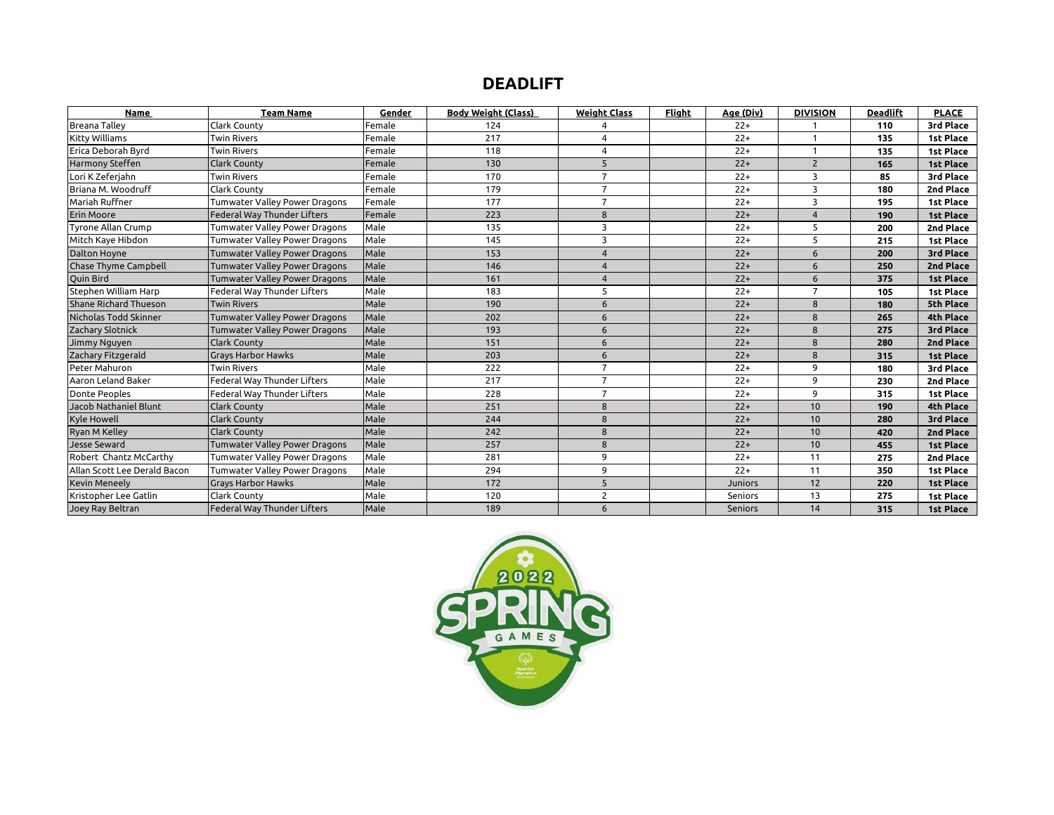# DEADLIFT

| Name | Team Name | Gender | Body Weight (Class) | Weight Class | Flight | Age (Div) | DIVISION | Deadlift | PLACE |
|---|---|---|---|---|---|---|---|---|---|
| Breana Talley | Clark County | Female | 124 | 4 | | 22+ | 1 | **110** | **3rd Place** |
| Kitty Williams | Twin Rivers | Female | 217 | 4 | | 22+ | 1 | **135** | **1st Place** |
| Erica Deborah Byrd | Twin Rivers | Female | 118 | 4 | | 22+ | 1 | **135** | **1st Place** |
| Harmony Steffen | Clark County | Female | 130 | 5 | | 22+ | 2 | **165** | **1st Place** |
| Lori K Zeferjahn | Twin Rivers | Female | 170 | 7 | | 22+ | 3 | **85** | **3rd Place** |
| Briana M. Woodruff | Clark County | Female | 179 | 7 | | 22+ | 3 | **180** | **2nd Place** |
| Mariah Ruffner | Tumwater Valley Power Dragons | Female | 177 | 7 | | 22+ | 3 | **195** | **1st Place** |
| Erin Moore | Federal Way Thunder Lifters | Female | 223 | 8 | | 22+ | 4 | **190** | **1st Place** |
| Tyrone Allan Crump | Tumwater Valley Power Dragons | Male | 135 | 3 | | 22+ | 5 | **200** | **2nd Place** |
| Mitch Kaye Hibdon | Tumwater Valley Power Dragons | Male | 145 | 3 | | 22+ | 5 | **215** | **1st Place** |
| Dalton Hoyne | Tumwater Valley Power Dragons | Male | 153 | 4 | | 22+ | 6 | **200** | **3rd Place** |
| Chase Thyme Campbell | Tumwater Valley Power Dragons | Male | 146 | 4 | | 22+ | 6 | **250** | **2nd Place** |
| Quin Bird | Tumwater Valley Power Dragons | Male | 161 | 4 | | 22+ | 6 | **375** | **1st Place** |
| Stephen William Harp | Federal Way Thunder Lifters | Male | 183 | 5 | | 22+ | 7 | **105** | **1st Place** |
| Shane Richard Thueson | Twin Rivers | Male | 190 | 6 | | 22+ | 8 | **180** | **5th Place** |
| Nicholas Todd Skinner | Tumwater Valley Power Dragons | Male | 202 | 6 | | 22+ | 8 | **265** | **4th Place** |
| Zachary Slotnick | Tumwater Valley Power Dragons | Male | 193 | 6 | | 22+ | 8 | **275** | **3rd Place** |
| Jimmy Nguyen | Clark County | Male | 151 | 6 | | 22+ | 8 | **280** | **2nd Place** |
| Zachary Fitzgerald | Grays Harbor Hawks | Male | 203 | 6 | | 22+ | 8 | **315** | **1st Place** |
| Peter Mahuron | Twin Rivers | Male | 222 | 7 | | 22+ | 9 | **180** | **3rd Place** |
| Aaron Leland Baker | Federal Way Thunder Lifters | Male | 217 | 7 | | 22+ | 9 | **230** | **2nd Place** |
| Donte Peoples | Federal Way Thunder Lifters | Male | 228 | 7 | | 22+ | 9 | **315** | **1st Place** |
| Jacob Nathaniel Blunt | Clark County | Male | 251 | 8 | | 22+ | 10 | **190** | **4th Place** |
| Kyle Howell | Clark County | Male | 244 | 8 | | 22+ | 10 | **280** | **3rd Place** |
| Ryan M Kelley | Clark County | Male | 242 | 8 | | 22+ | 10 | **420** | **2nd Place** |
| Jesse Seward | Tumwater Valley Power Dragons | Male | 257 | 8 | | 22+ | 10 | **455** | **1st Place** |
| Robert Chantz McCarthy | Tumwater Valley Power Dragons | Male | 281 | 9 | | 22+ | 11 | **275** | **2nd Place** |
| Allan Scott Lee Derald Bacon | Tumwater Valley Power Dragons | Male | 294 | 9 | | 22+ | 11 | **350** | **1st Place** |
| Kevin Meneely | Grays Harbor Hawks | Male | 172 | 5 | | Juniors | 12 | **220** | **1st Place** |
| Kristopher Lee Gatlin | Clark County | Male | 120 | 2 | | Seniors | 13 | **275** | **1st Place** |
| Joey Ray Beltran | Federal Way Thunder Lifters | Male | 189 | 6 | | Seniors | 14 | **315** | **1st Place** |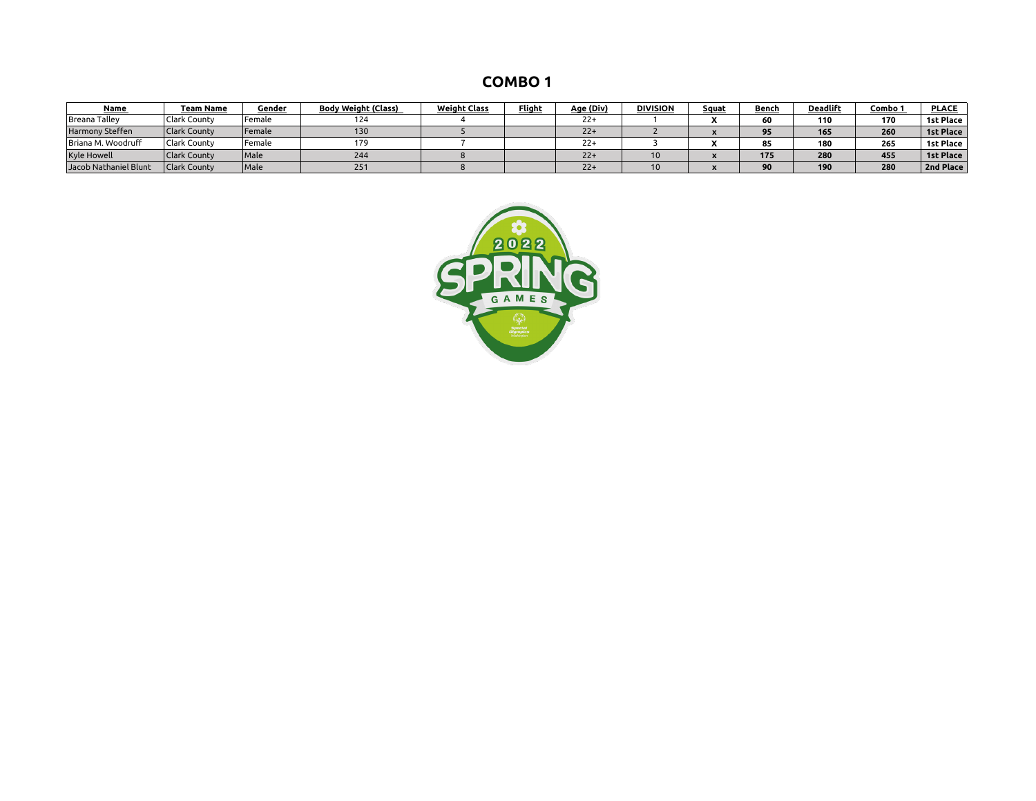# COMBO 1

| Name | Team Name | Gender | Body Weight (Class) | Weight Class | Flight | Age (Div) | DIVISION | Squat | Bench | Deadlift | Combo 1 | PLACE |
|---|---|---|---|---|---|---|---|---|---|---|---|---|
| Breana Talley | Clark County | Female | 124 | 4 | | 22+ | 1 | X | 60 | 110 | 170 | 1st Place |
| Harmony Steffen | Clark County | Female | 130 | 5 | | 22+ | 2 | x | 95 | 165 | 260 | 1st Place |
| Briana M. Woodruff | Clark County | Female | 179 | 7 | | 22+ | 3 | X | 85 | 180 | 265 | 1st Place |
| Kyle Howell | Clark County | Male | 244 | 8 | | 22+ | 10 | x | 175 | 280 | 455 | 1st Place |
| Jacob Nathaniel Blunt | Clark County | Male | 251 | 8 | | 22+ | 10 | x | 90 | 190 | 280 | 2nd Place |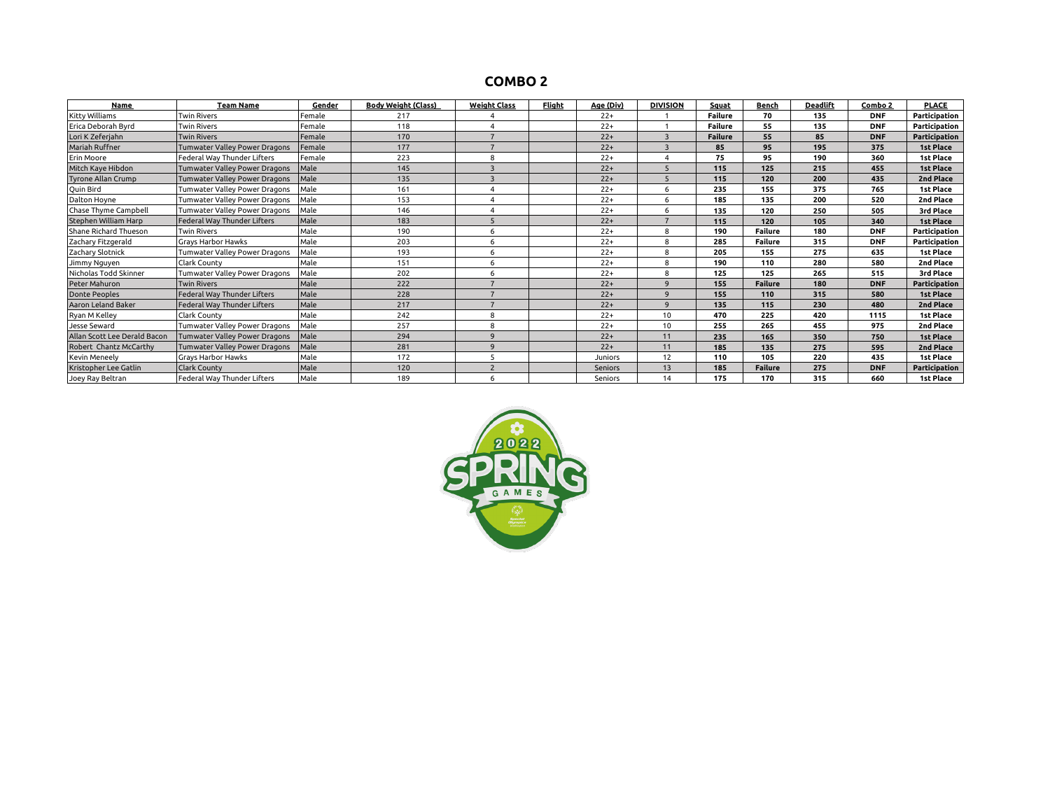# COMBO 2

| Name | Team Name | Gender | Body Weight (Class) | Weight Class | Flight | Age (Div) | DIVISION | Squat | Bench | Deadlift | Combo 2 | PLACE |
|---|---|---|---|---|---|---|---|---|---|---|---|---|
| Kitty Williams | Twin Rivers | Female | 217 | 4 | | 22+ | 1 | **Failure** | **70** | **135** | **DNF** | **Participation** |
| Erica Deborah Byrd | Twin Rivers | Female | 118 | 4 | | 22+ | 1 | **Failure** | **55** | **135** | **DNF** | **Participation** |
| Lori K Zeferjahn | Twin Rivers | Female | 170 | 7 | | 22+ | 3 | **Failure** | **55** | **85** | **DNF** | **Participation** |
| Mariah Ruffner | Tumwater Valley Power Dragons | Female | 177 | 7 | | 22+ | 3 | **85** | **95** | **195** | **375** | **1st Place** |
| Erin Moore | Federal Way Thunder Lifters | Female | 223 | 8 | | 22+ | 4 | **75** | **95** | **190** | **360** | **1st Place** |
| Mitch Kaye Hibdon | Tumwater Valley Power Dragons | Male | 145 | 3 | | 22+ | 5 | **115** | **125** | **215** | **455** | **1st Place** |
| Tyrone Allan Crump | Tumwater Valley Power Dragons | Male | 135 | 3 | | 22+ | 5 | **115** | **120** | **200** | **435** | **2nd Place** |
| Quin Bird | Tumwater Valley Power Dragons | Male | 161 | 4 | | 22+ | 6 | **235** | **155** | **375** | **765** | **1st Place** |
| Dalton Hoyne | Tumwater Valley Power Dragons | Male | 153 | 4 | | 22+ | 6 | **185** | **135** | **200** | **520** | **2nd Place** |
| Chase Thyme Campbell | Tumwater Valley Power Dragons | Male | 146 | 4 | | 22+ | 6 | **135** | **120** | **250** | **505** | **3rd Place** |
| Stephen William Harp | Federal Way Thunder Lifters | Male | 183 | 5 | | 22+ | 7 | **115** | **120** | **105** | **340** | **1st Place** |
| Shane Richard Thueson | Twin Rivers | Male | 190 | 6 | | 22+ | 8 | **190** | **Failure** | **180** | **DNF** | **Participation** |
| Zachary Fitzgerald | Grays Harbor Hawks | Male | 203 | 6 | | 22+ | 8 | **285** | **Failure** | **315** | **DNF** | **Participation** |
| Zachary Slotnick | Tumwater Valley Power Dragons | Male | 193 | 6 | | 22+ | 8 | **205** | **155** | **275** | **635** | **1st Place** |
| Jimmy Nguyen | Clark County | Male | 151 | 6 | | 22+ | 8 | **190** | **110** | **280** | **580** | **2nd Place** |
| Nicholas Todd Skinner | Tumwater Valley Power Dragons | Male | 202 | 6 | | 22+ | 8 | **125** | **125** | **265** | **515** | **3rd Place** |
| Peter Mahuron | Twin Rivers | Male | 222 | 7 | | 22+ | 9 | **155** | **Failure** | **180** | **DNF** | **Participation** |
| Donte Peoples | Federal Way Thunder Lifters | Male | 228 | 7 | | 22+ | 9 | **155** | **110** | **315** | **580** | **1st Place** |
| Aaron Leland Baker | Federal Way Thunder Lifters | Male | 217 | 7 | | 22+ | 9 | **135** | **115** | **230** | **480** | **2nd Place** |
| Ryan M Kelley | Clark County | Male | 242 | 8 | | 22+ | 10 | **470** | **225** | **420** | **1115** | **1st Place** |
| Jesse Seward | Tumwater Valley Power Dragons | Male | 257 | 8 | | 22+ | 10 | **255** | **265** | **455** | **975** | **2nd Place** |
| Allan Scott Lee Derald Bacon | Tumwater Valley Power Dragons | Male | 294 | 9 | | 22+ | 11 | **235** | **165** | **350** | **750** | **1st Place** |
| Robert Chantz McCarthy | Tumwater Valley Power Dragons | Male | 281 | 9 | | 22+ | 11 | **185** | **135** | **275** | **595** | **2nd Place** |
| Kevin Meneely | Grays Harbor Hawks | Male | 172 | 5 | | Juniors | 12 | **110** | **105** | **220** | **435** | **1st Place** |
| Kristopher Lee Gatlin | Clark County | Male | 120 | 2 | | Seniors | 13 | **185** | **Failure** | **275** | **DNF** | **Participation** |
| Joey Ray Beltran | Federal Way Thunder Lifters | Male | 189 | 6 | | Seniors | 14 | **175** | **170** | **315** | **660** | **1st Place** |

2022 SPRING GAMES